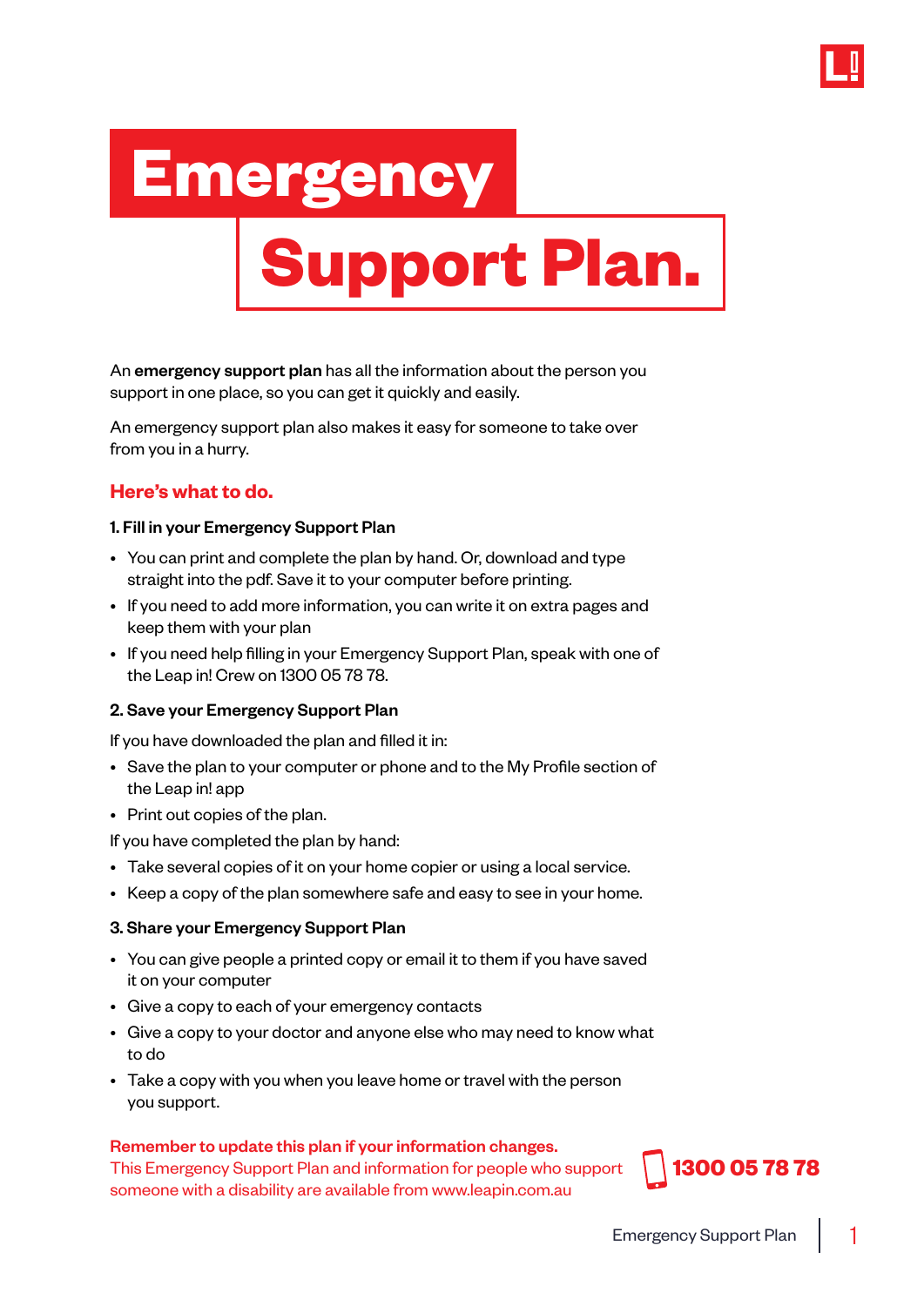# Emergency Support Plan.

An **emergency support plan** has all the information about the person you support in one place, so you can get it quickly and easily.

An emergency support plan also makes it easy for someone to take over from you in a hurry.

## Here's what to do.

### 1. Fill in your Emergency Support Plan

- You can print and complete the plan by hand. Or, download and type straight into the pdf. Save it to your computer before printing.
- If you need to add more information, you can write it on extra pages and keep them with your plan
- If you need help filling in your Emergency Support Plan, speak with one of the Leap in! Crew on 1300 05 78 78.

### 2. Save your Emergency Support Plan

If you have downloaded the plan and filled it in:

- Save the plan to your computer or phone and to the My Profile section of the Leap in! app
- Print out copies of the plan.

If you have completed the plan by hand:

- Take several copies of it on your home copier or using a local service.
- Keep a copy of the plan somewhere safe and easy to see in your home.

### 3. Share your Emergency Support Plan

- You can give people a printed copy or email it to them if you have saved it on your computer
- Give a copy to each of your emergency contacts
- Give a copy to your doctor and anyone else who may need to know what to do
- Take a copy with you when you leave home or travel with the person you support.

**Remember to update this plan if your information changes.**
This Emergency Support Plan and information for people who support someone with a disability are available from www.leapin.com.au

**1300 05 78 78**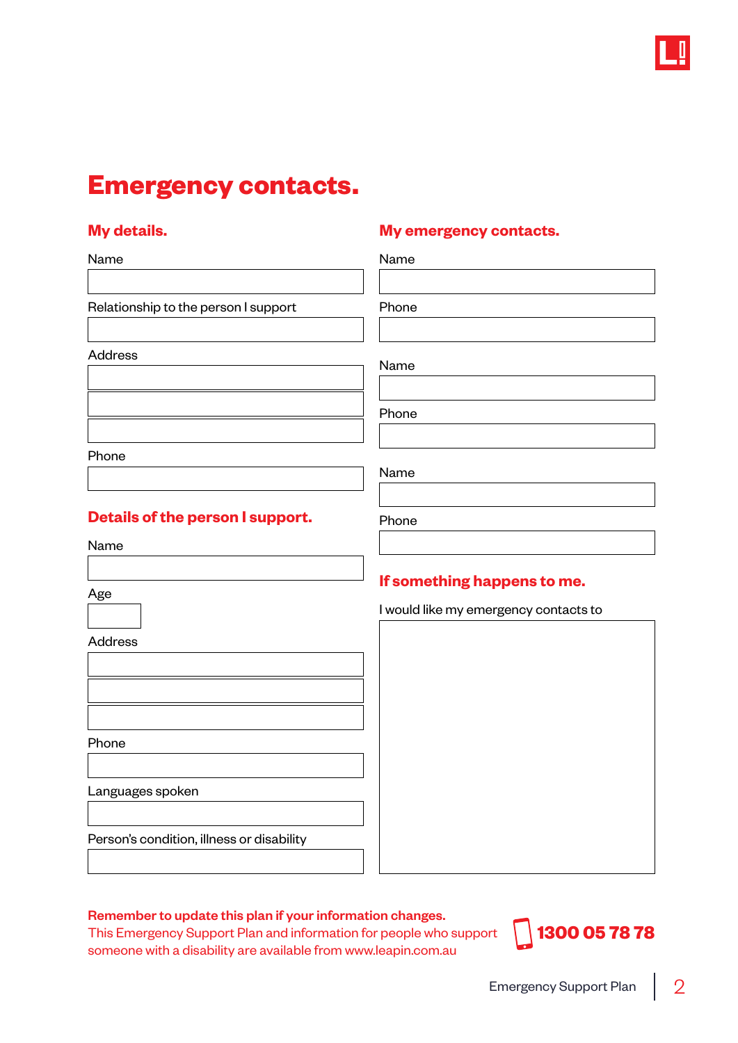# Emergency contacts.

## My details.

Name

Relationship to the person I support

Address

Phone

## Details of the person I support.

Name

Age

Address

Phone

Languages spoken

Person's condition, illness or disability

## My emergency contacts.

Name

Phone

Name

Phone

Name

Phone

## If something happens to me.

I would like my emergency contacts to

**Remember to update this plan if your information changes.**
This Emergency Support Plan and information for people who support someone with a disability are available from www.leapin.com.au

**1300 05 78 78**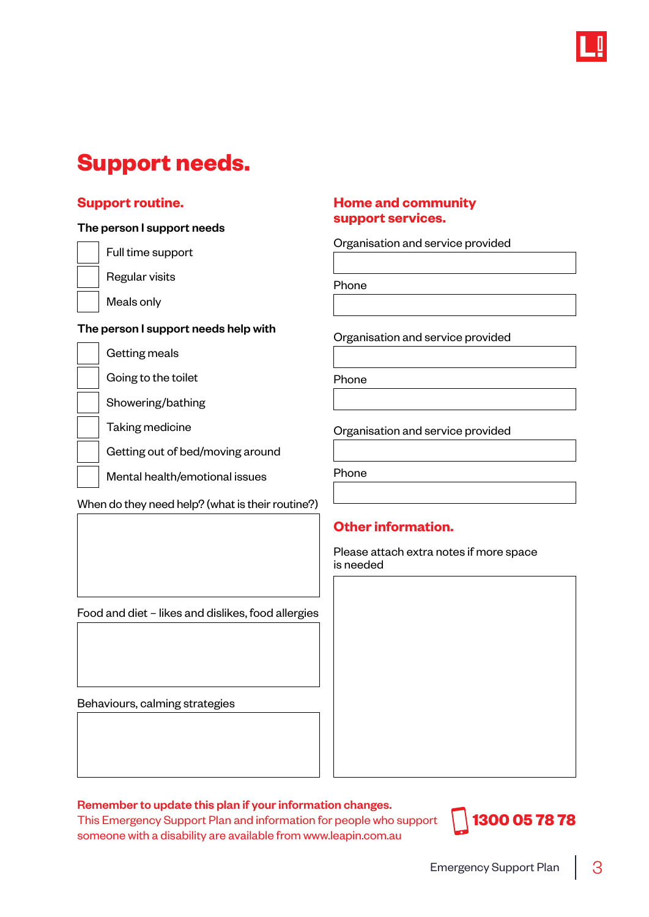# Support needs.

## Support routine.

**The person I support needs**

- [ ] Full time support
- [ ] Regular visits
- [ ] Meals only

**The person I support needs help with**

- [ ] Getting meals
- [ ] Going to the toilet
- [ ] Showering/bathing
- [ ] Taking medicine
- [ ] Getting out of bed/moving around
- [ ] Mental health/emotional issues

When do they need help? (what is their routine?)

Food and diet – likes and dislikes, food allergies

Behaviours, calming strategies

## Home and community support services.

Organisation and service provided

Phone

Organisation and service provided

Phone

Organisation and service provided

Phone

## Other information.

Please attach extra notes if more space is needed

**Remember to update this plan if your information changes.**
This Emergency Support Plan and information for people who support someone with a disability are available from www.leapin.com.au

**1300 05 78 78**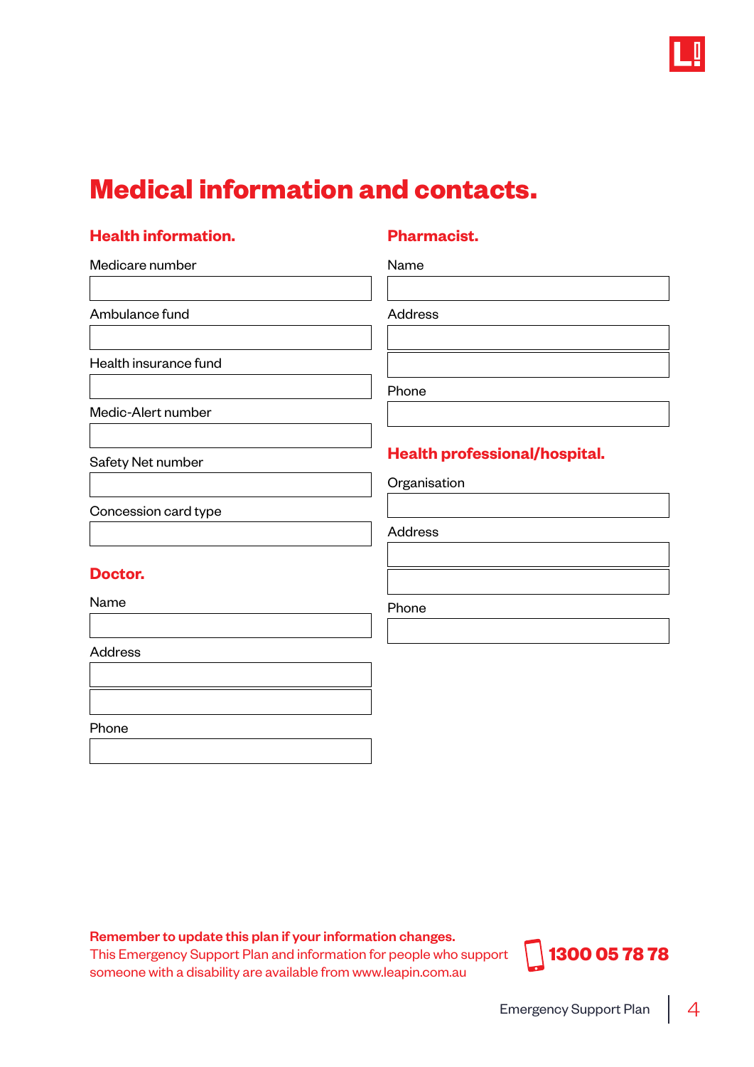# Medical information and contacts.

## Health information.

Medicare number

Ambulance fund

Health insurance fund

Medic-Alert number

Safety Net number

Concession card type

## Doctor.

Name

Address

Phone

## Pharmacist.

Name

Address

Phone

## Health professional/hospital.

Organisation

Address

Phone

**Remember to update this plan if your information changes.**
This Emergency Support Plan and information for people who support someone with a disability are available from www.leapin.com.au

**1300 05 78 78**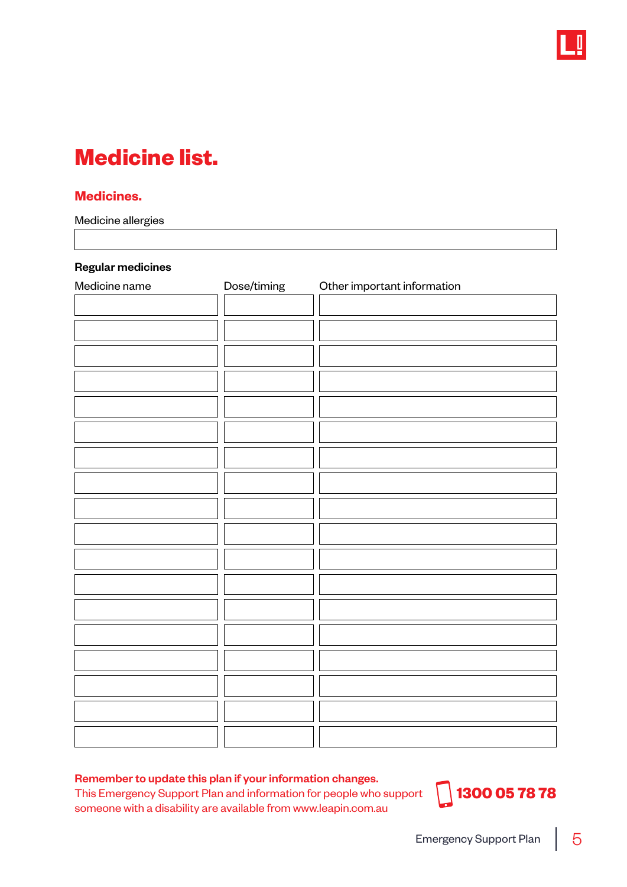# Medicine list.

## Medicines.

Medicine allergies

| |
|---|
| |

**Regular medicines**

| Medicine name | Dose/timing | Other important information |
|---|---|---|
| | | |
| | | |
| | | |
| | | |
| | | |
| | | |
| | | |
| | | |
| | | |
| | | |
| | | |
| | | |
| | | |
| | | |
| | | |
| | | |
| | | |
| | | |

**Remember to update this plan if your information changes.**
This Emergency Support Plan and information for people who support someone with a disability are available from www.leapin.com.au

**1300 05 78 78**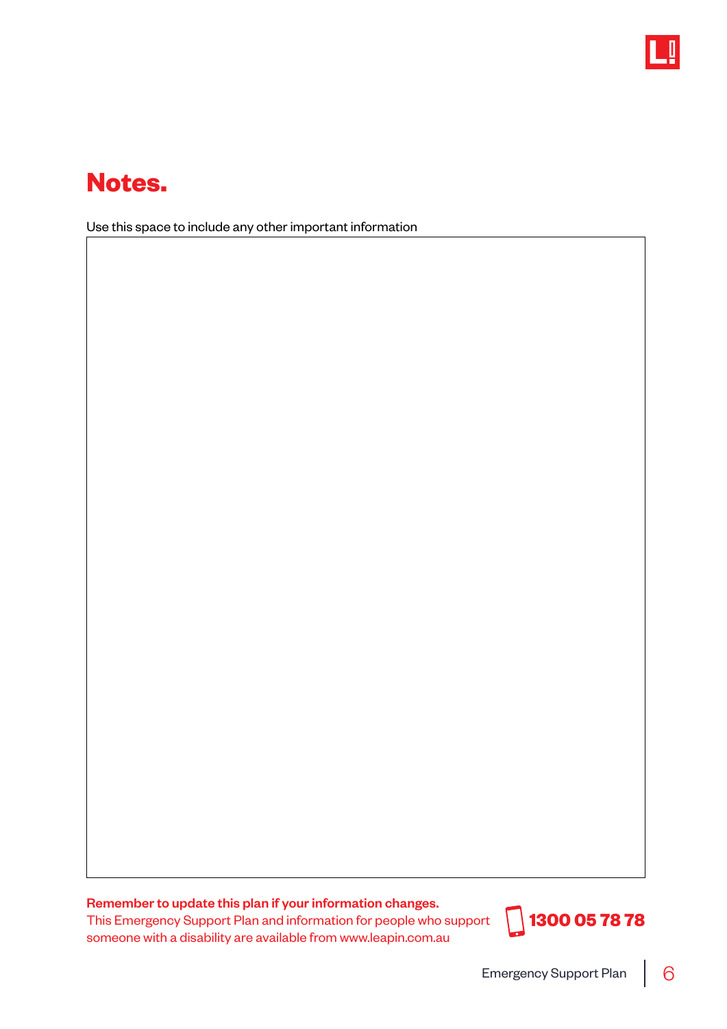# Notes.

Use this space to include any other important information

**Remember to update this plan if your information changes.**
This Emergency Support Plan and information for people who support someone with a disability are available from www.leapin.com.au

**1300 05 78 78**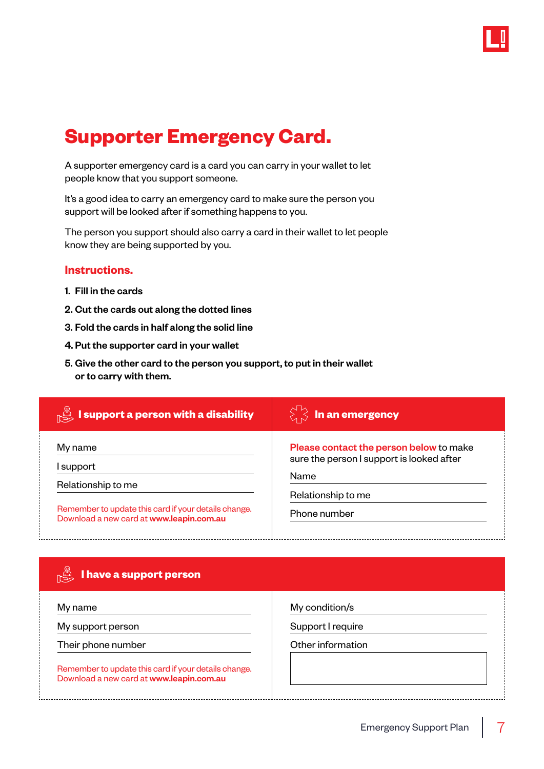# Supporter Emergency Card.

A supporter emergency card is a card you can carry in your wallet to let people know that you support someone.

It's a good idea to carry an emergency card to make sure the person you support will be looked after if something happens to you.

The person you support should also carry a card in their wallet to let people know they are being supported by you.

## Instructions.

1. **Fill in the cards**
2. **Cut the cards out along the dotted lines**
3. **Fold the cards in half along the solid line**
4. **Put the supporter card in your wallet**
5. **Give the other card to the person you support, to put in their wallet or to carry with them.**

| **I support a person with a disability** | **In an emergency** |
|---|---|
| My name ______ | **Please contact the person below** to make sure the person I support is looked after |
| I support ______ | Name ______ |
| Relationship to me ______ | Relationship to me ______ |
| Remember to update this card if your details change. Download a new card at **www.leapin.com.au** | Phone number ______ |

| **I have a support person** | |
|---|---|
| My name ______ | My condition/s ______ |
| My support person ______ | Support I require ______ |
| Their phone number ______ | Other information ______ |
| Remember to update this card if your details change. Download a new card at **www.leapin.com.au** | |